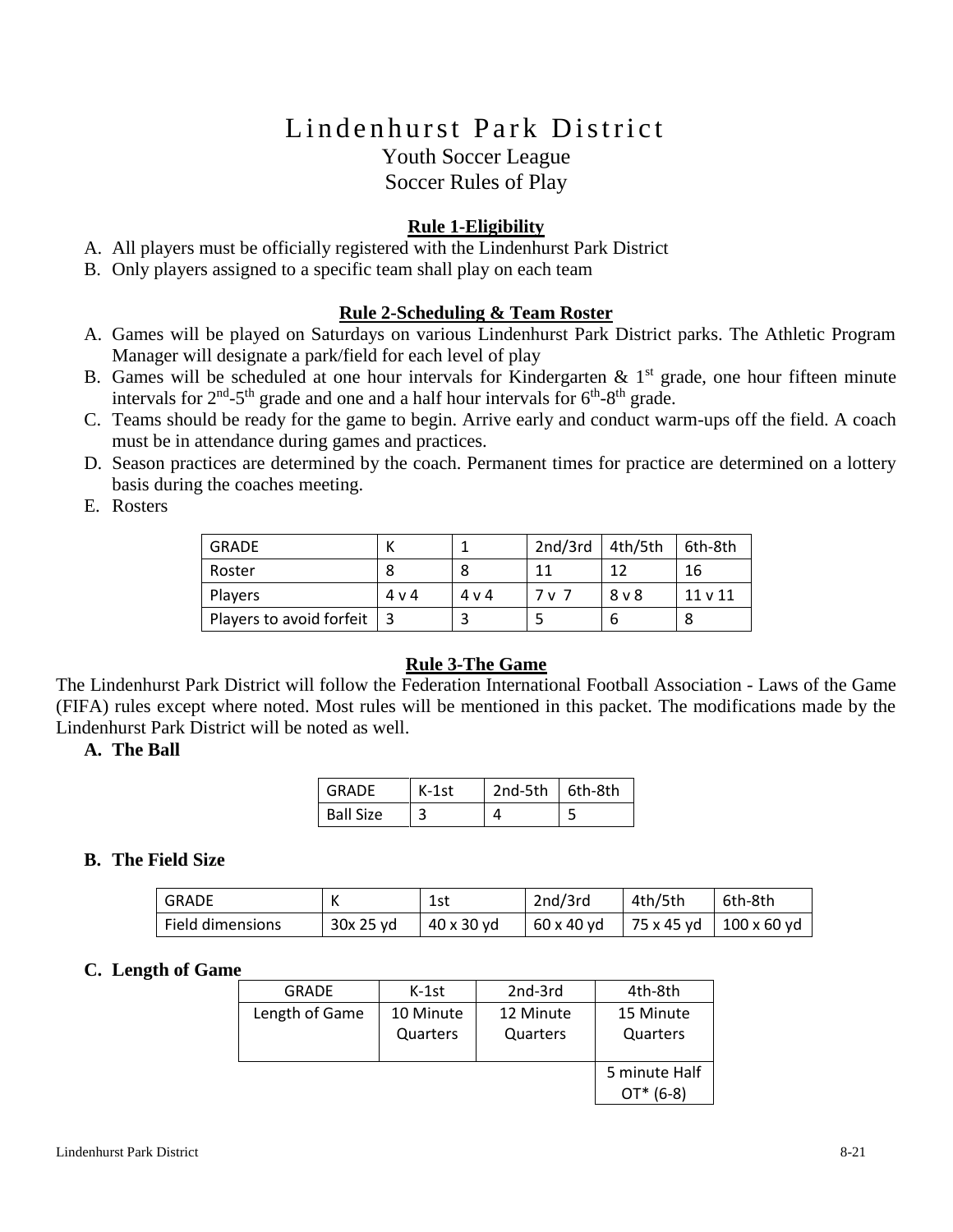# Lindenhurst Park District

## Youth Soccer League
## Soccer Rules of Play

### Rule 1-Eligibility

A. All players must be officially registered with the Lindenhurst Park District
B. Only players assigned to a specific team shall play on each team

### Rule 2-Scheduling & Team Roster

A. Games will be played on Saturdays on various Lindenhurst Park District parks. The Athletic Program Manager will designate a park/field for each level of play
B. Games will be scheduled at one hour intervals for Kindergarten & 1st grade, one hour fifteen minute intervals for 2nd-5th grade and one and a half hour intervals for 6th-8th grade.
C. Teams should be ready for the game to begin. Arrive early and conduct warm-ups off the field. A coach must be in attendance during games and practices.
D. Season practices are determined by the coach. Permanent times for practice are determined on a lottery basis during the coaches meeting.
E. Rosters

| GRADE | K | 1 | 2nd/3rd | 4th/5th | 6th-8th |
|---|---|---|---|---|---|
| Roster | 8 | 8 | 11 | 12 | 16 |
| Players | 4 v 4 | 4 v 4 | 7 v 7 | 8 v 8 | 11 v 11 |
| Players to avoid forfeit | 3 | 3 | 5 | 6 | 8 |

### Rule 3-The Game

The Lindenhurst Park District will follow the Federation International Football Association - Laws of the Game (FIFA) rules except where noted. Most rules will be mentioned in this packet. The modifications made by the Lindenhurst Park District will be noted as well.

**A. The Ball**

| GRADE | K-1st | 2nd-5th | 6th-8th |
|---|---|---|---|
| Ball Size | 3 | 4 | 5 |

**B. The Field Size**

| GRADE | K | 1st | 2nd/3rd | 4th/5th | 6th-8th |
|---|---|---|---|---|---|
| Field dimensions | 30x 25 yd | 40 x 30 yd | 60 x 40 yd | 75 x 45 yd | 100 x 60 yd |

**C. Length of Game**

| GRADE | K-1st | 2nd-3rd | 4th-8th |
|---|---|---|---|
| Length of Game | 10 Minute Quarters | 12 Minute Quarters | 15 Minute Quarters |
| | | | 5 minute Half OT* (6-8) |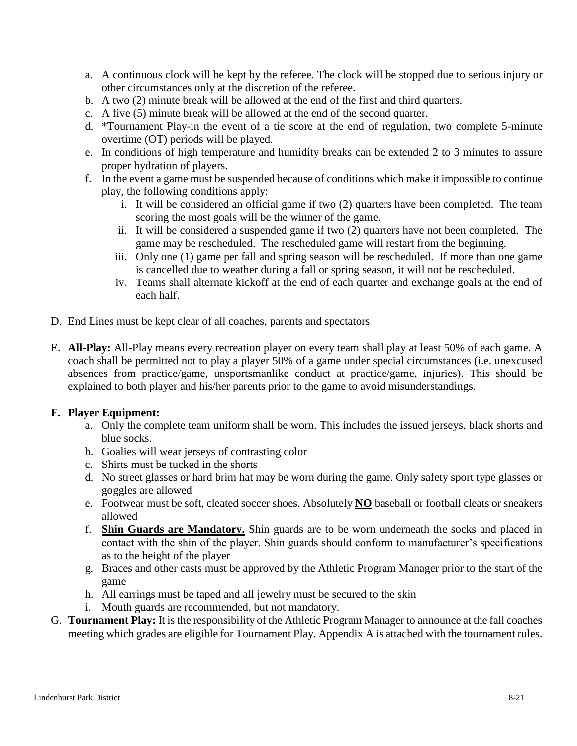a. A continuous clock will be kept by the referee. The clock will be stopped due to serious injury or other circumstances only at the discretion of the referee.
b. A two (2) minute break will be allowed at the end of the first and third quarters.
c. A five (5) minute break will be allowed at the end of the second quarter.
d. *Tournament Play-in the event of a tie score at the end of regulation, two complete 5-minute overtime (OT) periods will be played.
e. In conditions of high temperature and humidity breaks can be extended 2 to 3 minutes to assure proper hydration of players.
f. In the event a game must be suspended because of conditions which make it impossible to continue play, the following conditions apply:
    i. It will be considered an official game if two (2) quarters have been completed. The team scoring the most goals will be the winner of the game.
    ii. It will be considered a suspended game if two (2) quarters have not been completed. The game may be rescheduled. The rescheduled game will restart from the beginning.
    iii. Only one (1) game per fall and spring season will be rescheduled. If more than one game is cancelled due to weather during a fall or spring season, it will not be rescheduled.
    iv. Teams shall alternate kickoff at the end of each quarter and exchange goals at the end of each half.

D. End Lines must be kept clear of all coaches, parents and spectators

E. **All-Play:** All-Play means every recreation player on every team shall play at least 50% of each game. A coach shall be permitted not to play a player 50% of a game under special circumstances (i.e. unexcused absences from practice/game, unsportsmanlike conduct at practice/game, injuries). This should be explained to both player and his/her parents prior to the game to avoid misunderstandings.

**F. Player Equipment:**

a. Only the complete team uniform shall be worn. This includes the issued jerseys, black shorts and blue socks.
b. Goalies will wear jerseys of contrasting color
c. Shirts must be tucked in the shorts
d. No street glasses or hard brim hat may be worn during the game. Only safety sport type glasses or goggles are allowed
e. Footwear must be soft, cleated soccer shoes. Absolutely **NO** baseball or football cleats or sneakers allowed
f. **Shin Guards are Mandatory.** Shin guards are to be worn underneath the socks and placed in contact with the shin of the player. Shin guards should conform to manufacturer's specifications as to the height of the player
g. Braces and other casts must be approved by the Athletic Program Manager prior to the start of the game
h. All earrings must be taped and all jewelry must be secured to the skin
i. Mouth guards are recommended, but not mandatory.

G. **Tournament Play:** It is the responsibility of the Athletic Program Manager to announce at the fall coaches meeting which grades are eligible for Tournament Play. Appendix A is attached with the tournament rules.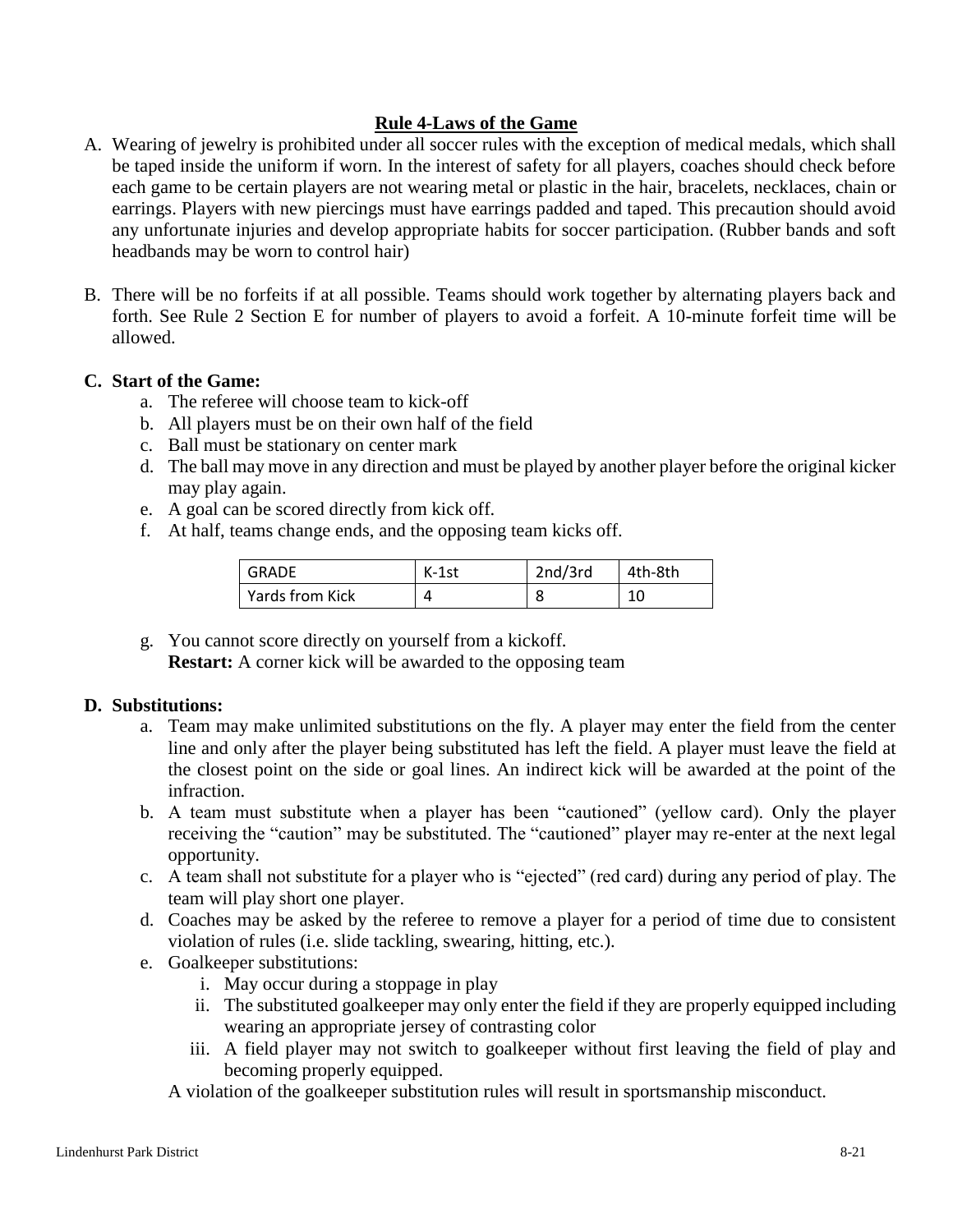## Rule 4-Laws of the Game

A. Wearing of jewelry is prohibited under all soccer rules with the exception of medical medals, which shall be taped inside the uniform if worn. In the interest of safety for all players, coaches should check before each game to be certain players are not wearing metal or plastic in the hair, bracelets, necklaces, chain or earrings. Players with new piercings must have earrings padded and taped. This precaution should avoid any unfortunate injuries and develop appropriate habits for soccer participation. (Rubber bands and soft headbands may be worn to control hair)

B. There will be no forfeits if at all possible. Teams should work together by alternating players back and forth. See Rule 2 Section E for number of players to avoid a forfeit. A 10-minute forfeit time will be allowed.

**C. Start of the Game:**

a. The referee will choose team to kick-off
b. All players must be on their own half of the field
c. Ball must be stationary on center mark
d. The ball may move in any direction and must be played by another player before the original kicker may play again.
e. A goal can be scored directly from kick off.
f. At half, teams change ends, and the opposing team kicks off.

| GRADE | K-1st | 2nd/3rd | 4th-8th |
|---|---|---|---|
| Yards from Kick | 4 | 8 | 10 |

g. You cannot score directly on yourself from a kickoff.
**Restart:** A corner kick will be awarded to the opposing team

**D. Substitutions:**

a. Team may make unlimited substitutions on the fly. A player may enter the field from the center line and only after the player being substituted has left the field. A player must leave the field at the closest point on the side or goal lines. An indirect kick will be awarded at the point of the infraction.
b. A team must substitute when a player has been "cautioned" (yellow card). Only the player receiving the "caution" may be substituted. The "cautioned" player may re-enter at the next legal opportunity.
c. A team shall not substitute for a player who is "ejected" (red card) during any period of play. The team will play short one player.
d. Coaches may be asked by the referee to remove a player for a period of time due to consistent violation of rules (i.e. slide tackling, swearing, hitting, etc.).
e. Goalkeeper substitutions:
   i. May occur during a stoppage in play
   ii. The substituted goalkeeper may only enter the field if they are properly equipped including wearing an appropriate jersey of contrasting color
   iii. A field player may not switch to goalkeeper without first leaving the field of play and becoming properly equipped.

A violation of the goalkeeper substitution rules will result in sportsmanship misconduct.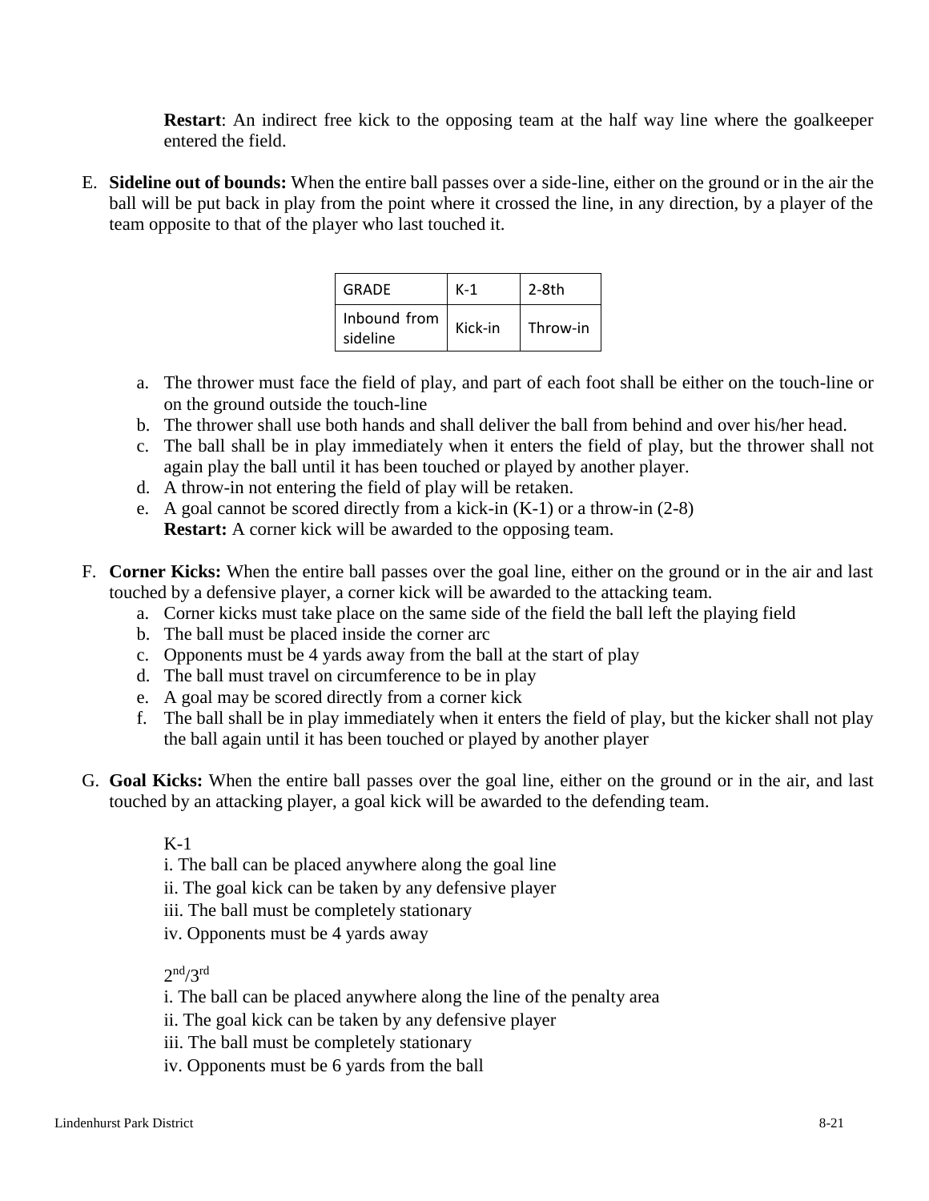**Restart**: An indirect free kick to the opposing team at the half way line where the goalkeeper entered the field.

E. **Sideline out of bounds:** When the entire ball passes over a side-line, either on the ground or in the air the ball will be put back in play from the point where it crossed the line, in any direction, by a player of the team opposite to that of the player who last touched it.

| GRADE | K-1 | 2-8th |
|---|---|---|
| Inbound from sideline | Kick-in | Throw-in |

  a. The thrower must face the field of play, and part of each foot shall be either on the touch-line or on the ground outside the touch-line
  b. The thrower shall use both hands and shall deliver the ball from behind and over his/her head.
  c. The ball shall be in play immediately when it enters the field of play, but the thrower shall not again play the ball until it has been touched or played by another player.
  d. A throw-in not entering the field of play will be retaken.
  e. A goal cannot be scored directly from a kick-in (K-1) or a throw-in (2-8)
     **Restart:** A corner kick will be awarded to the opposing team.

F. **Corner Kicks:** When the entire ball passes over the goal line, either on the ground or in the air and last touched by a defensive player, a corner kick will be awarded to the attacking team.
  a. Corner kicks must take place on the same side of the field the ball left the playing field
  b. The ball must be placed inside the corner arc
  c. Opponents must be 4 yards away from the ball at the start of play
  d. The ball must travel on circumference to be in play
  e. A goal may be scored directly from a corner kick
  f. The ball shall be in play immediately when it enters the field of play, but the kicker shall not play the ball again until it has been touched or played by another player

G. **Goal Kicks:** When the entire ball passes over the goal line, either on the ground or in the air, and last touched by an attacking player, a goal kick will be awarded to the defending team.

K-1

i. The ball can be placed anywhere along the goal line
ii. The goal kick can be taken by any defensive player
iii. The ball must be completely stationary
iv. Opponents must be 4 yards away

2nd/3rd

i. The ball can be placed anywhere along the line of the penalty area
ii. The goal kick can be taken by any defensive player
iii. The ball must be completely stationary
iv. Opponents must be 6 yards from the ball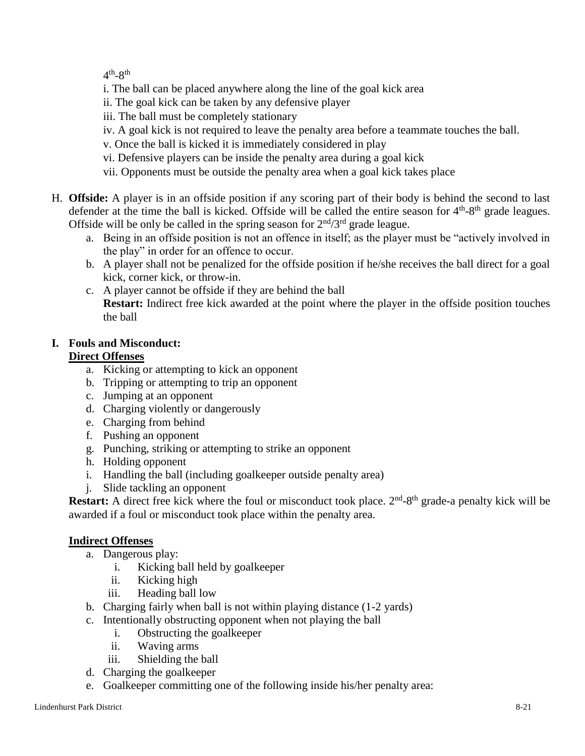4th-8th

i. The ball can be placed anywhere along the line of the goal kick area

ii. The goal kick can be taken by any defensive player

iii. The ball must be completely stationary

iv. A goal kick is not required to leave the penalty area before a teammate touches the ball.

v. Once the ball is kicked it is immediately considered in play

vi. Defensive players can be inside the penalty area during a goal kick

vii. Opponents must be outside the penalty area when a goal kick takes place

H. **Offside:** A player is in an offside position if any scoring part of their body is behind the second to last defender at the time the ball is kicked. Offside will be called the entire season for 4th-8th grade leagues. Offside will be only be called in the spring season for 2nd/3rd grade league.

   a. Being in an offside position is not an offence in itself; as the player must be "actively involved in the play" in order for an offence to occur.
   b. A player shall not be penalized for the offside position if he/she receives the ball direct for a goal kick, corner kick, or throw-in.
   c. A player cannot be offside if they are behind the ball

   **Restart:** Indirect free kick awarded at the point where the player in the offside position touches the ball

**I. Fouls and Misconduct:**

**Direct Offenses**

a. Kicking or attempting to kick an opponent
b. Tripping or attempting to trip an opponent
c. Jumping at an opponent
d. Charging violently or dangerously
e. Charging from behind
f. Pushing an opponent
g. Punching, striking or attempting to strike an opponent
h. Holding opponent
i. Handling the ball (including goalkeeper outside penalty area)
j. Slide tackling an opponent

**Restart:** A direct free kick where the foul or misconduct took place. 2nd-8th grade-a penalty kick will be awarded if a foul or misconduct took place within the penalty area.

**Indirect Offenses**

a. Dangerous play:
   i. Kicking ball held by goalkeeper
   ii. Kicking high
   iii. Heading ball low
b. Charging fairly when ball is not within playing distance (1-2 yards)
c. Intentionally obstructing opponent when not playing the ball
   i. Obstructing the goalkeeper
   ii. Waving arms
   iii. Shielding the ball
d. Charging the goalkeeper
e. Goalkeeper committing one of the following inside his/her penalty area: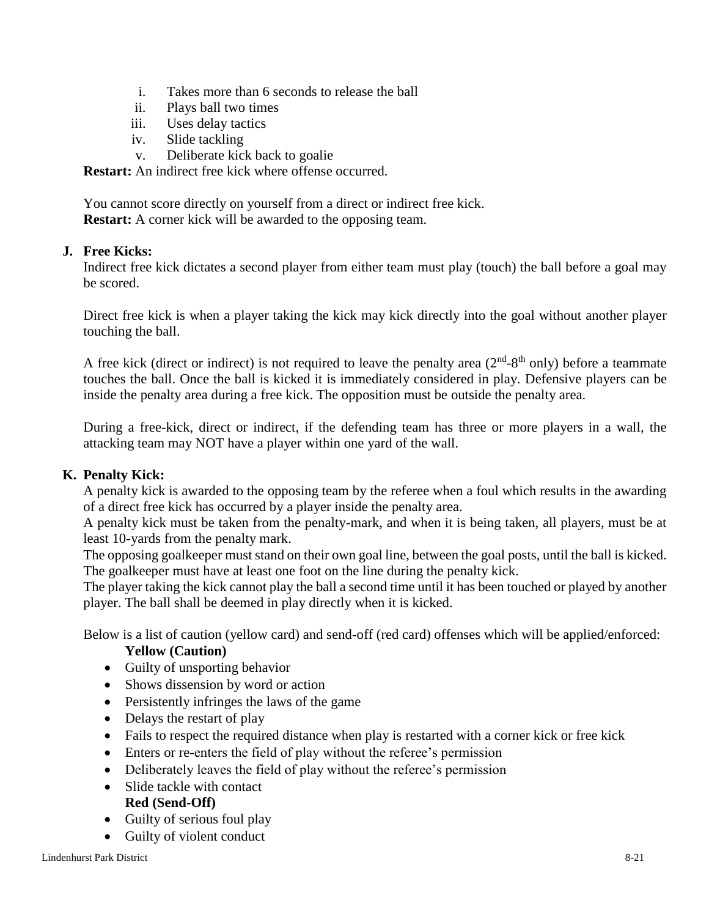i. Takes more than 6 seconds to release the ball
ii. Plays ball two times
iii. Uses delay tactics
iv. Slide tackling
v. Deliberate kick back to goalie

**Restart:** An indirect free kick where offense occurred.

You cannot score directly on yourself from a direct or indirect free kick.
**Restart:** A corner kick will be awarded to the opposing team.

**J. Free Kicks:**

Indirect free kick dictates a second player from either team must play (touch) the ball before a goal may be scored.

Direct free kick is when a player taking the kick may kick directly into the goal without another player touching the ball.

A free kick (direct or indirect) is not required to leave the penalty area (2nd-8th only) before a teammate touches the ball. Once the ball is kicked it is immediately considered in play. Defensive players can be inside the penalty area during a free kick. The opposition must be outside the penalty area.

During a free-kick, direct or indirect, if the defending team has three or more players in a wall, the attacking team may NOT have a player within one yard of the wall.

**K. Penalty Kick:**

A penalty kick is awarded to the opposing team by the referee when a foul which results in the awarding of a direct free kick has occurred by a player inside the penalty area.
A penalty kick must be taken from the penalty-mark, and when it is being taken, all players, must be at least 10-yards from the penalty mark.
The opposing goalkeeper must stand on their own goal line, between the goal posts, until the ball is kicked. The goalkeeper must have at least one foot on the line during the penalty kick.
The player taking the kick cannot play the ball a second time until it has been touched or played by another player. The ball shall be deemed in play directly when it is kicked.

Below is a list of caution (yellow card) and send-off (red card) offenses which will be applied/enforced:

**Yellow (Caution)**

- Guilty of unsporting behavior
- Shows dissension by word or action
- Persistently infringes the laws of the game
- Delays the restart of play
- Fails to respect the required distance when play is restarted with a corner kick or free kick
- Enters or re-enters the field of play without the referee's permission
- Deliberately leaves the field of play without the referee's permission
- Slide tackle with contact

**Red (Send-Off)**

- Guilty of serious foul play
- Guilty of violent conduct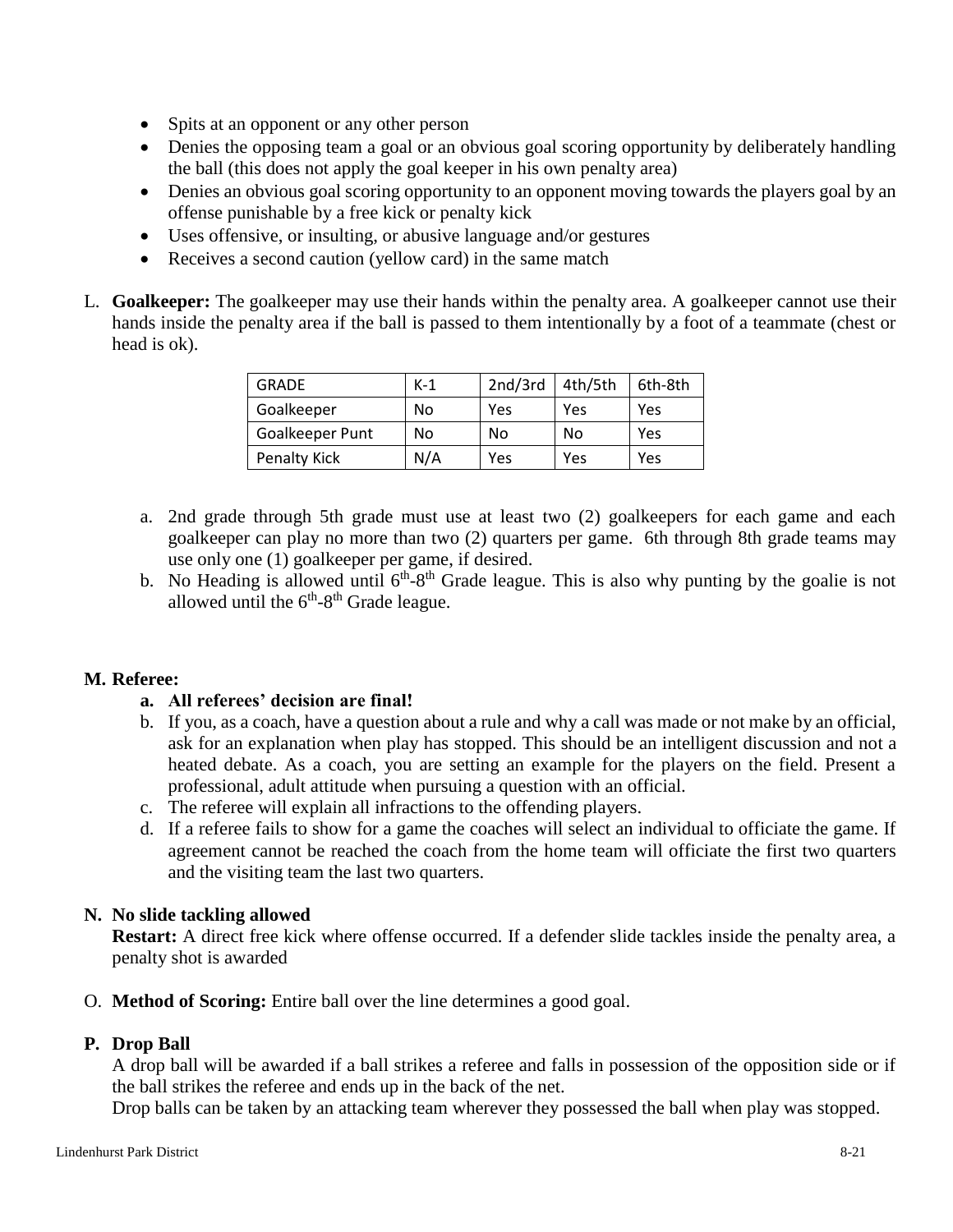- Spits at an opponent or any other person
- Denies the opposing team a goal or an obvious goal scoring opportunity by deliberately handling the ball (this does not apply the goal keeper in his own penalty area)
- Denies an obvious goal scoring opportunity to an opponent moving towards the players goal by an offense punishable by a free kick or penalty kick
- Uses offensive, or insulting, or abusive language and/or gestures
- Receives a second caution (yellow card) in the same match

L. **Goalkeeper:** The goalkeeper may use their hands within the penalty area. A goalkeeper cannot use their hands inside the penalty area if the ball is passed to them intentionally by a foot of a teammate (chest or head is ok).

| GRADE | K-1 | 2nd/3rd | 4th/5th | 6th-8th |
|---|---|---|---|---|
| Goalkeeper | No | Yes | Yes | Yes |
| Goalkeeper Punt | No | No | No | Yes |
| Penalty Kick | N/A | Yes | Yes | Yes |

a. 2nd grade through 5th grade must use at least two (2) goalkeepers for each game and each goalkeeper can play no more than two (2) quarters per game. 6th through 8th grade teams may use only one (1) goalkeeper per game, if desired.

b. No Heading is allowed until 6th-8th Grade league. This is also why punting by the goalie is not allowed until the 6th-8th Grade league.

**M. Referee:**

**a. All referees' decision are final!**

b. If you, as a coach, have a question about a rule and why a call was made or not make by an official, ask for an explanation when play has stopped. This should be an intelligent discussion and not a heated debate. As a coach, you are setting an example for the players on the field. Present a professional, adult attitude when pursuing a question with an official.

c. The referee will explain all infractions to the offending players.

d. If a referee fails to show for a game the coaches will select an individual to officiate the game. If agreement cannot be reached the coach from the home team will officiate the first two quarters and the visiting team the last two quarters.

**N. No slide tackling allowed**

**Restart:** A direct free kick where offense occurred. If a defender slide tackles inside the penalty area, a penalty shot is awarded

O. **Method of Scoring:** Entire ball over the line determines a good goal.

**P. Drop Ball**

A drop ball will be awarded if a ball strikes a referee and falls in possession of the opposition side or if the ball strikes the referee and ends up in the back of the net.

Drop balls can be taken by an attacking team wherever they possessed the ball when play was stopped.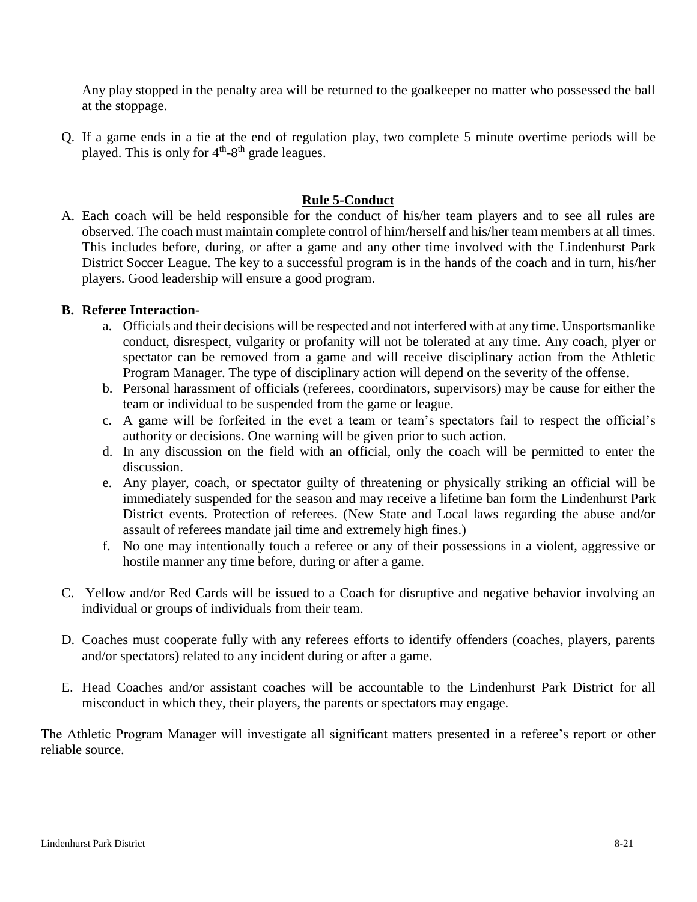Any play stopped in the penalty area will be returned to the goalkeeper no matter who possessed the ball at the stoppage.

Q. If a game ends in a tie at the end of regulation play, two complete 5 minute overtime periods will be played. This is only for 4th-8th grade leagues.

## Rule 5-Conduct

A. Each coach will be held responsible for the conduct of his/her team players and to see all rules are observed. The coach must maintain complete control of him/herself and his/her team members at all times. This includes before, during, or after a game and any other time involved with the Lindenhurst Park District Soccer League. The key to a successful program is in the hands of the coach and in turn, his/her players. Good leadership will ensure a good program.

**B. Referee Interaction-**

a. Officials and their decisions will be respected and not interfered with at any time. Unsportsmanlike conduct, disrespect, vulgarity or profanity will not be tolerated at any time. Any coach, plyer or spectator can be removed from a game and will receive disciplinary action from the Athletic Program Manager. The type of disciplinary action will depend on the severity of the offense.

b. Personal harassment of officials (referees, coordinators, supervisors) may be cause for either the team or individual to be suspended from the game or league.

c. A game will be forfeited in the evet a team or team's spectators fail to respect the official's authority or decisions. One warning will be given prior to such action.

d. In any discussion on the field with an official, only the coach will be permitted to enter the discussion.

e. Any player, coach, or spectator guilty of threatening or physically striking an official will be immediately suspended for the season and may receive a lifetime ban form the Lindenhurst Park District events. Protection of referees. (New State and Local laws regarding the abuse and/or assault of referees mandate jail time and extremely high fines.)

f. No one may intentionally touch a referee or any of their possessions in a violent, aggressive or hostile manner any time before, during or after a game.

C. Yellow and/or Red Cards will be issued to a Coach for disruptive and negative behavior involving an individual or groups of individuals from their team.

D. Coaches must cooperate fully with any referees efforts to identify offenders (coaches, players, parents and/or spectators) related to any incident during or after a game.

E. Head Coaches and/or assistant coaches will be accountable to the Lindenhurst Park District for all misconduct in which they, their players, the parents or spectators may engage.

The Athletic Program Manager will investigate all significant matters presented in a referee's report or other reliable source.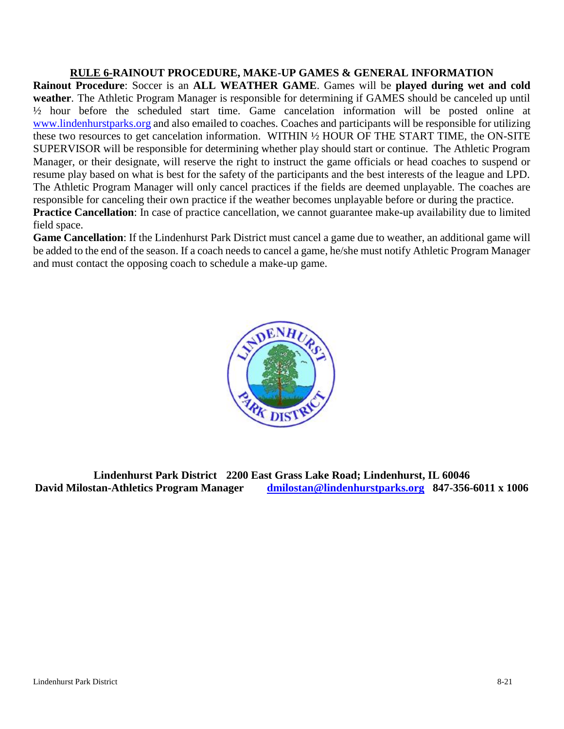## RULE 6-RAINOUT PROCEDURE, MAKE-UP GAMES & GENERAL INFORMATION

**Rainout Procedure**: Soccer is an **ALL WEATHER GAME**. Games will be **played during wet and cold weather**. The Athletic Program Manager is responsible for determining if GAMES should be canceled up until ½ hour before the scheduled start time. Game cancelation information will be posted online at www.lindenhurstparks.org and also emailed to coaches. Coaches and participants will be responsible for utilizing these two resources to get cancelation information. WITHIN ½ HOUR OF THE START TIME, the ON-SITE SUPERVISOR will be responsible for determining whether play should start or continue. The Athletic Program Manager, or their designate, will reserve the right to instruct the game officials or head coaches to suspend or resume play based on what is best for the safety of the participants and the best interests of the league and LPD. The Athletic Program Manager will only cancel practices if the fields are deemed unplayable. The coaches are responsible for canceling their own practice if the weather becomes unplayable before or during the practice.

**Practice Cancellation**: In case of practice cancellation, we cannot guarantee make-up availability due to limited field space.

**Game Cancellation**: If the Lindenhurst Park District must cancel a game due to weather, an additional game will be added to the end of the season. If a coach needs to cancel a game, he/she must notify Athletic Program Manager and must contact the opposing coach to schedule a make-up game.

**Lindenhurst Park District 2200 East Grass Lake Road; Lindenhurst, IL 60046**
**David Milostan-Athletics Program Manager dmilostan@lindenhurstparks.org 847-356-6011 x 1006**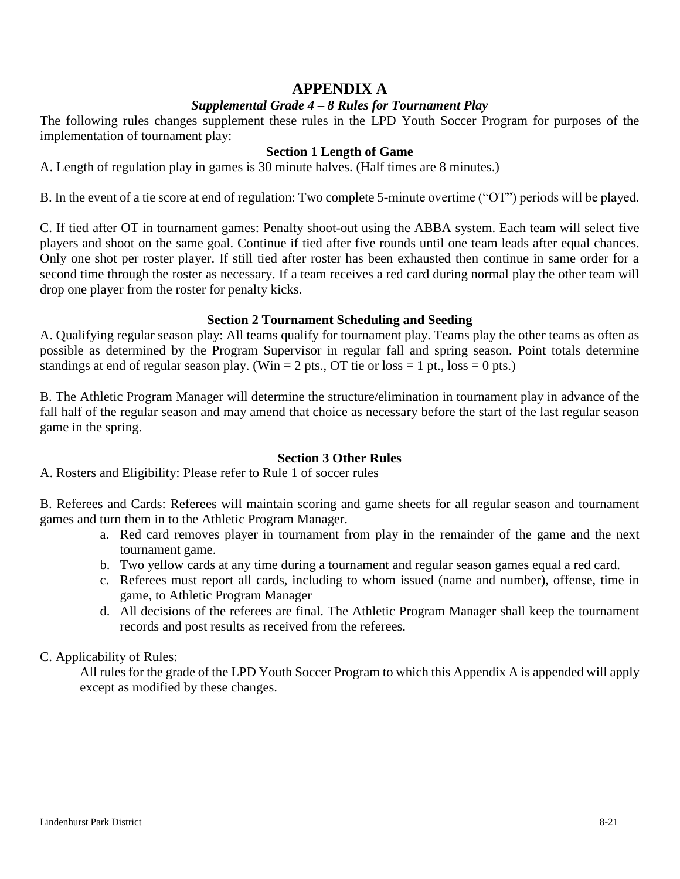# APPENDIX A

### *Supplemental Grade 4 – 8 Rules for Tournament Play*

The following rules changes supplement these rules in the LPD Youth Soccer Program for purposes of the implementation of tournament play:

### Section 1 Length of Game

A. Length of regulation play in games is 30 minute halves. (Half times are 8 minutes.)

B. In the event of a tie score at end of regulation: Two complete 5-minute overtime ("OT") periods will be played.

C. If tied after OT in tournament games: Penalty shoot-out using the ABBA system. Each team will select five players and shoot on the same goal. Continue if tied after five rounds until one team leads after equal chances. Only one shot per roster player. If still tied after roster has been exhausted then continue in same order for a second time through the roster as necessary. If a team receives a red card during normal play the other team will drop one player from the roster for penalty kicks.

### Section 2 Tournament Scheduling and Seeding

A. Qualifying regular season play: All teams qualify for tournament play. Teams play the other teams as often as possible as determined by the Program Supervisor in regular fall and spring season. Point totals determine standings at end of regular season play. (Win = 2 pts., OT tie or loss = 1 pt., loss = 0 pts.)

B. The Athletic Program Manager will determine the structure/elimination in tournament play in advance of the fall half of the regular season and may amend that choice as necessary before the start of the last regular season game in the spring.

### Section 3 Other Rules

A. Rosters and Eligibility: Please refer to Rule 1 of soccer rules

B. Referees and Cards: Referees will maintain scoring and game sheets for all regular season and tournament games and turn them in to the Athletic Program Manager.

a. Red card removes player in tournament from play in the remainder of the game and the next tournament game.
b. Two yellow cards at any time during a tournament and regular season games equal a red card.
c. Referees must report all cards, including to whom issued (name and number), offense, time in game, to Athletic Program Manager
d. All decisions of the referees are final. The Athletic Program Manager shall keep the tournament records and post results as received from the referees.

C. Applicability of Rules:

All rules for the grade of the LPD Youth Soccer Program to which this Appendix A is appended will apply except as modified by these changes.